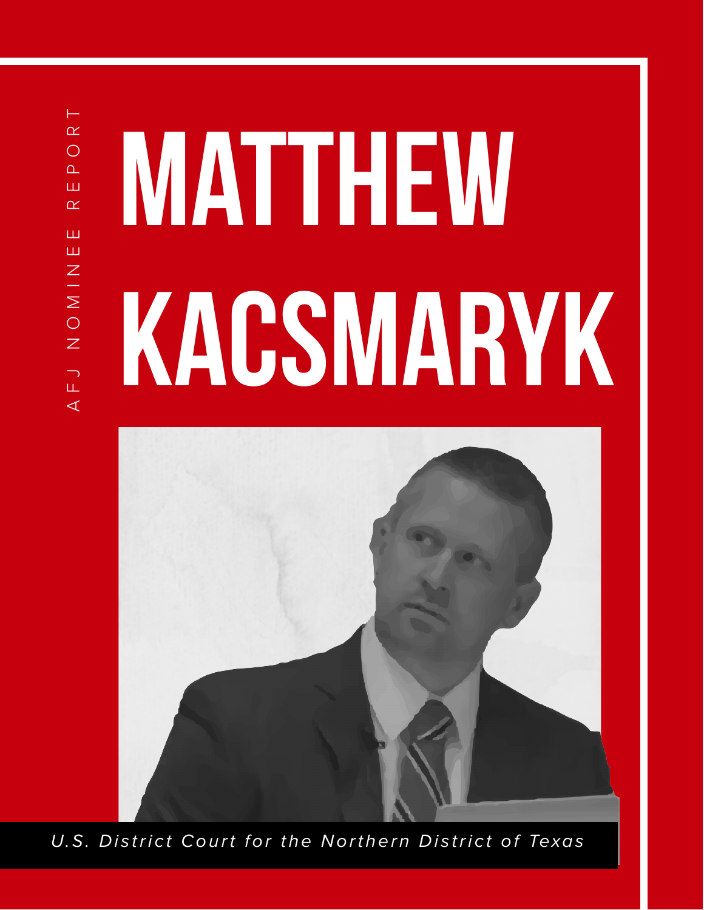AFJ NOMINEE REPORT

# MATTHEW KACSMARYK

*U.S. District Court for the Northern District of Texas*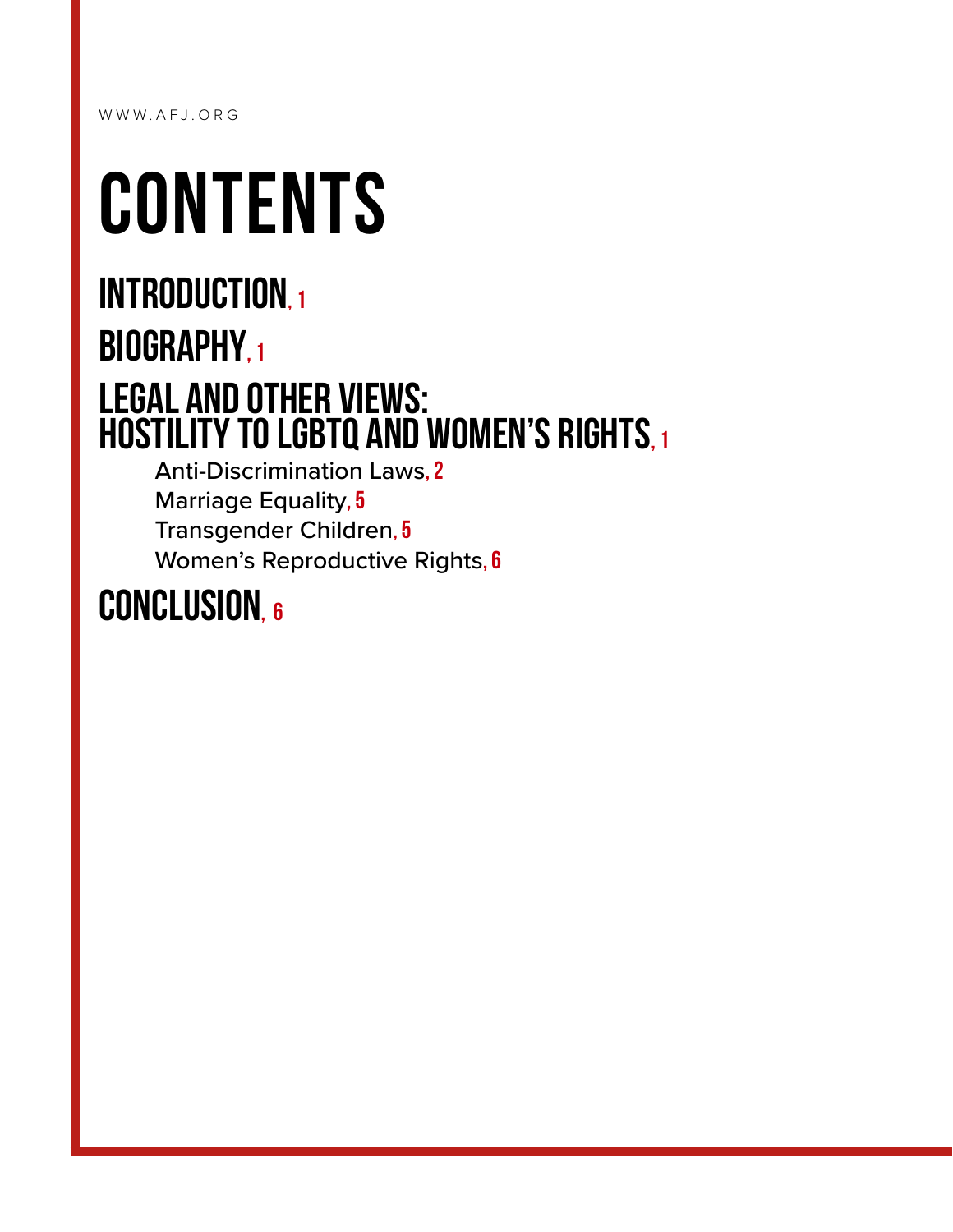# CONTENTS

## INTRODUCTION, 1

## BIOGRAPHY, 1

## LEGAL AND OTHER VIEWS: HOSTILITY TO LGBTQ AND WOMEN'S RIGHTS, 1

- Anti-Discrimination Laws, 2
- Marriage Equality, 5
- Transgender Children, 5
- Women's Reproductive Rights, 6

## CONCLUSION, 6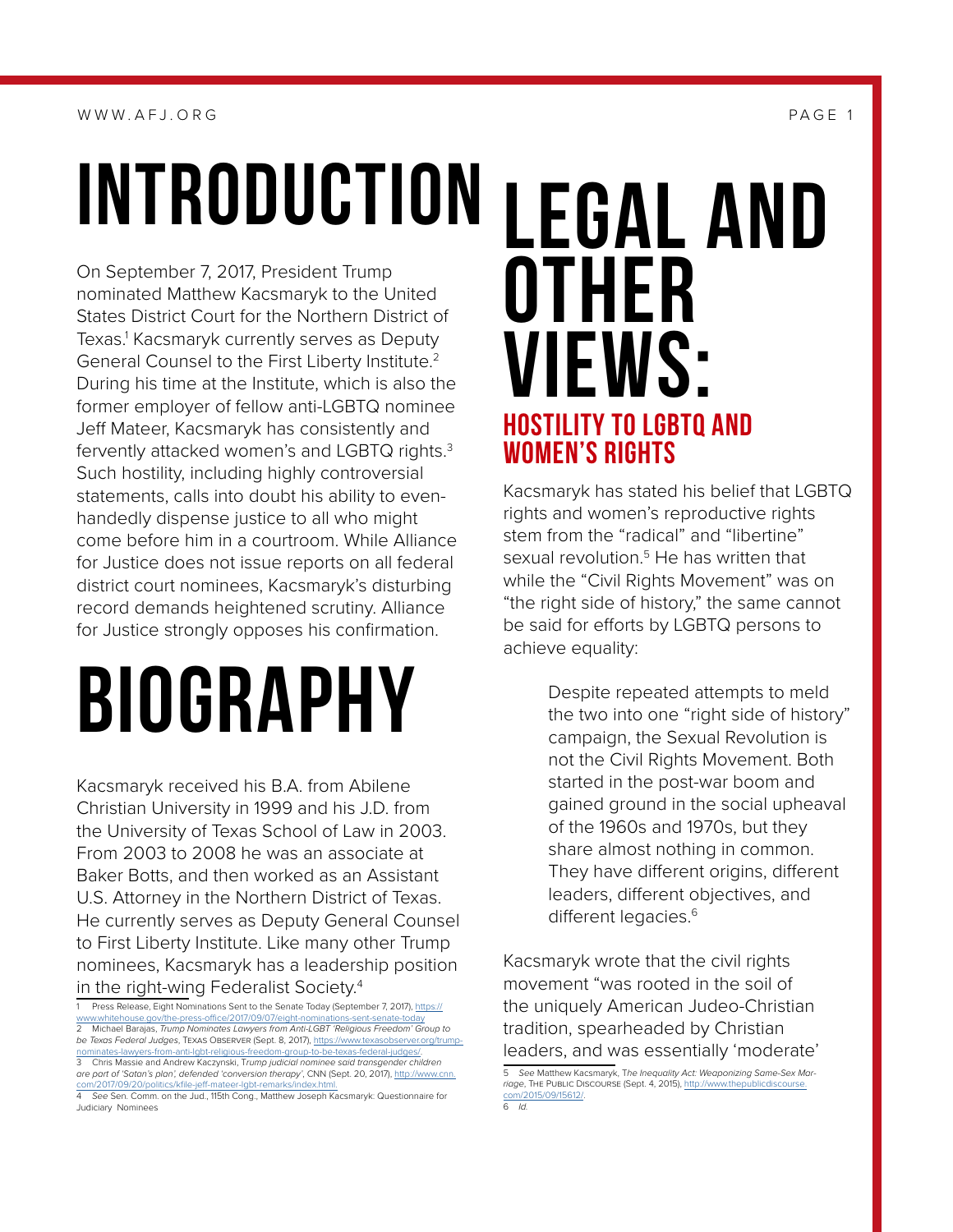# INTRODUCTION

On September 7, 2017, President Trump nominated Matthew Kacsmaryk to the United States District Court for the Northern District of Texas.[1] Kacsmaryk currently serves as Deputy General Counsel to the First Liberty Institute.[2] During his time at the Institute, which is also the former employer of fellow anti-LGBTQ nominee Jeff Mateer, Kacsmaryk has consistently and fervently attacked women's and LGBTQ rights.[3] Such hostility, including highly controversial statements, calls into doubt his ability to even-handedly dispense justice to all who might come before him in a courtroom. While Alliance for Justice does not issue reports on all federal district court nominees, Kacsmaryk's disturbing record demands heightened scrutiny. Alliance for Justice strongly opposes his confirmation.

# BIOGRAPHY

Kacsmaryk received his B.A. from Abilene Christian University in 1999 and his J.D. from the University of Texas School of Law in 2003. From 2003 to 2008 he was an associate at Baker Botts, and then worked as an Assistant U.S. Attorney in the Northern District of Texas. He currently serves as Deputy General Counsel to First Liberty Institute. Like many other Trump nominees, Kacsmaryk has a leadership position in the right-wing Federalist Society.[4]

1 Press Release, Eight Nominations Sent to the Senate Today (September 7, 2017), https://www.whitehouse.gov/the-press-office/2017/09/07/eight-nominations-sent-senate-today

2 Michael Barajas, *Trump Nominates Lawyers from Anti-LGBT 'Religious Freedom' Group to be Texas Federal Judges*, TEXAS OBSERVER (Sept. 8, 2017), https://www.texasobserver.org/trump-nominates-lawyers-from-anti-lgbt-religious-freedom-group-to-be-texas-federal-judges/.

3 Chris Massie and Andrew Kaczynski, *Trump judicial nominee said transgender children are part of 'Satan's plan', defended 'conversion therapy'*, CNN (Sept. 20, 2017), http://www.cnn.com/2017/09/20/politics/kfile-jeff-mateer-lgbt-remarks/index.html.

4 *See* Sen. Comm. on the Jud., 115th Cong., Matthew Joseph Kacsmaryk: Questionnaire for Judiciary Nominees

# LEGAL AND OTHER VIEWS:

## HOSTILITY TO LGBTQ AND WOMEN'S RIGHTS

Kacsmaryk has stated his belief that LGBTQ rights and women's reproductive rights stem from the "radical" and "libertine" sexual revolution.[5] He has written that while the "Civil Rights Movement" was on "the right side of history," the same cannot be said for efforts by LGBTQ persons to achieve equality:

> Despite repeated attempts to meld the two into one "right side of history" campaign, the Sexual Revolution is not the Civil Rights Movement. Both started in the post-war boom and gained ground in the social upheaval of the 1960s and 1970s, but they share almost nothing in common. They have different origins, different leaders, different objectives, and different legacies.[6]

Kacsmaryk wrote that the civil rights movement "was rooted in the soil of the uniquely American Judeo-Christian tradition, spearheaded by Christian leaders, and was essentially 'moderate'

5 *See* Matthew Kacsmaryk, *The Inequality Act: Weaponizing Same-Sex Marriage*, THE PUBLIC DISCOURSE (Sept. 4, 2015), http://www.thepublicdiscourse.com/2015/09/15612/.

6 *Id.*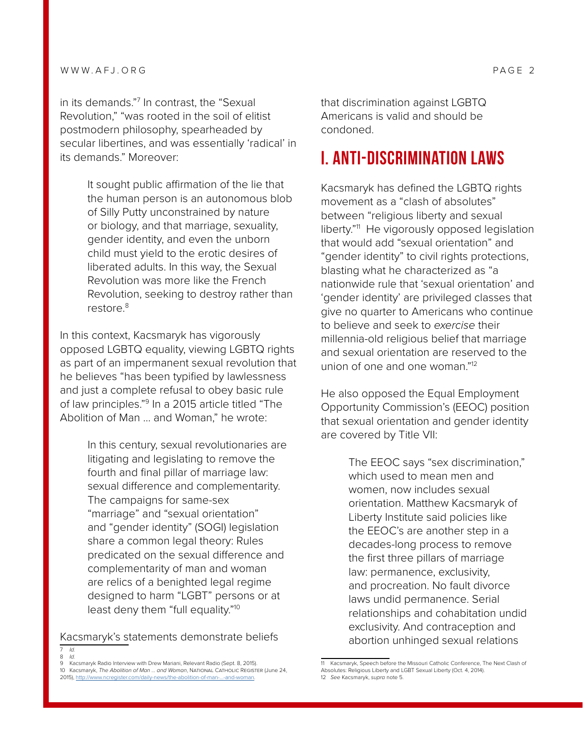in its demands."[7] In contrast, the "Sexual Revolution," "was rooted in the soil of elitist postmodern philosophy, spearheaded by secular libertines, and was essentially 'radical' in its demands." Moreover:

> It sought public affirmation of the lie that the human person is an autonomous blob of Silly Putty unconstrained by nature or biology, and that marriage, sexuality, gender identity, and even the unborn child must yield to the erotic desires of liberated adults. In this way, the Sexual Revolution was more like the French Revolution, seeking to destroy rather than restore.[8]

In this context, Kacsmaryk has vigorously opposed LGBTQ equality, viewing LGBTQ rights as part of an impermanent sexual revolution that he believes "has been typified by lawlessness and just a complete refusal to obey basic rule of law principles."[9] In a 2015 article titled "The Abolition of Man … and Woman," he wrote:

> In this century, sexual revolutionaries are litigating and legislating to remove the fourth and final pillar of marriage law: sexual difference and complementarity. The campaigns for same-sex "marriage" and "sexual orientation" and "gender identity" (SOGI) legislation share a common legal theory: Rules predicated on the sexual difference and complementarity of man and woman are relics of a benighted legal regime designed to harm "LGBT" persons or at least deny them "full equality."[10]

Kacsmaryk's statements demonstrate beliefs that discrimination against LGBTQ Americans is valid and should be condoned.

# I. Anti-Discrimination Laws

Kacsmaryk has defined the LGBTQ rights movement as a "clash of absolutes" between "religious liberty and sexual liberty."[11] He vigorously opposed legislation that would add "sexual orientation" and "gender identity" to civil rights protections, blasting what he characterized as "a nationwide rule that 'sexual orientation' and 'gender identity' are privileged classes that give no quarter to Americans who continue to believe and seek to *exercise* their millennia-old religious belief that marriage and sexual orientation are reserved to the union of one and one woman."[12]

He also opposed the Equal Employment Opportunity Commission's (EEOC) position that sexual orientation and gender identity are covered by Title VII:

> The EEOC says "sex discrimination," which used to mean men and women, now includes sexual orientation. Matthew Kacsmaryk of Liberty Institute said policies like the EEOC's are another step in a decades-long process to remove the first three pillars of marriage law: permanence, exclusivity, and procreation. No fault divorce laws undid permanence. Serial relationships and cohabitation undid exclusivity. And contraception and abortion unhinged sexual relations

---

7 *Id.*

8 *Id.*

9 Kacsmaryk Radio Interview with Drew Mariani, Relevant Radio (Sept. 8, 2015).

10 Kacsmaryk, *The Abolition of Man … and Woman*, National Catholic Register (June 24, 2015), http://www.ncregister.com/daily-news/the-abolition-of-man-...-and-woman.

11 Kacsmaryk, Speech before the Missouri Catholic Conference, The Next Clash of Absolutes: Religious Liberty and LGBT Sexual Liberty (Oct. 4, 2014).

12 *See* Kacsmaryk, *supra* note 5.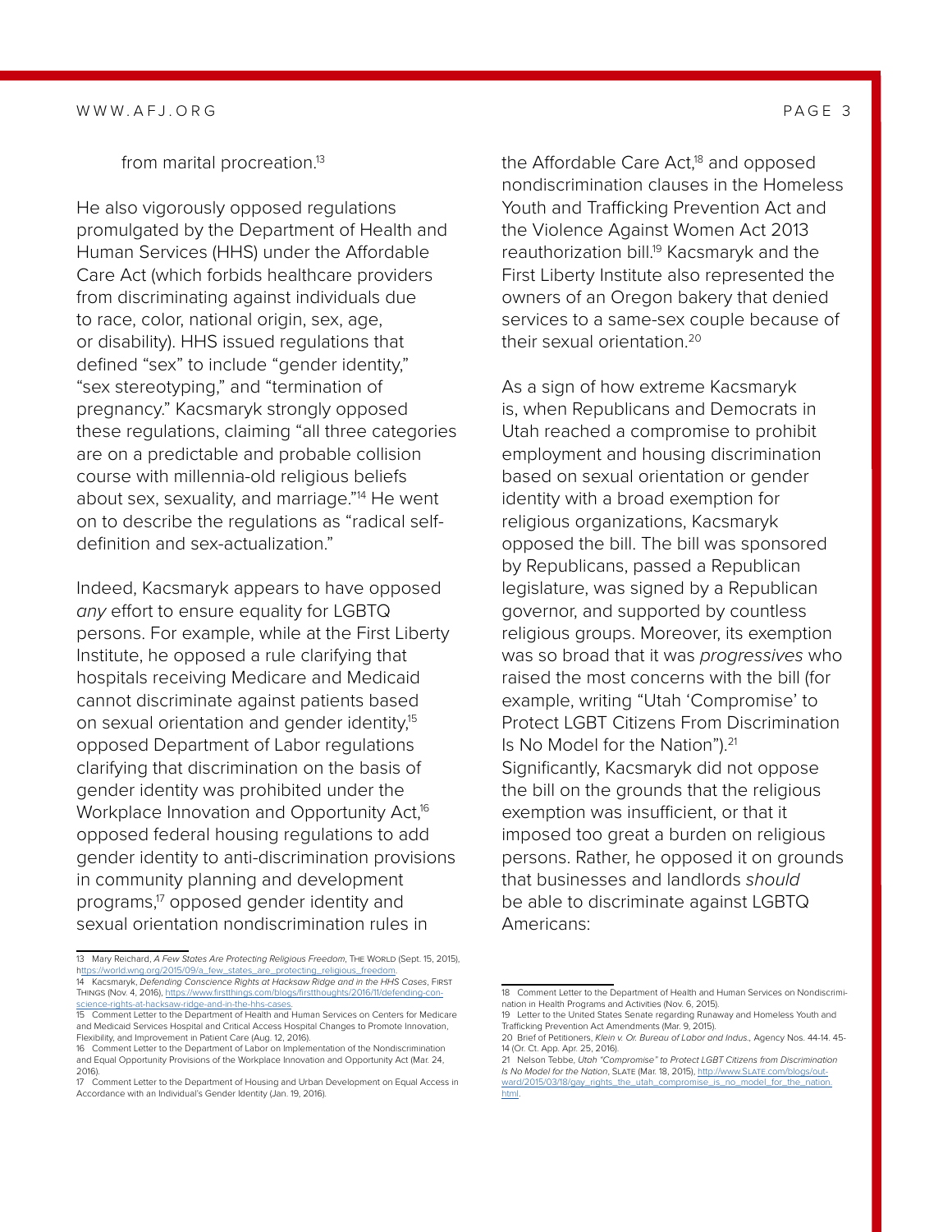from marital procreation.[13]

He also vigorously opposed regulations promulgated by the Department of Health and Human Services (HHS) under the Affordable Care Act (which forbids healthcare providers from discriminating against individuals due to race, color, national origin, sex, age, or disability). HHS issued regulations that defined "sex" to include "gender identity," "sex stereotyping," and "termination of pregnancy." Kacsmaryk strongly opposed these regulations, claiming "all three categories are on a predictable and probable collision course with millennia-old religious beliefs about sex, sexuality, and marriage."[14] He went on to describe the regulations as "radical self-definition and sex-actualization."

Indeed, Kacsmaryk appears to have opposed *any* effort to ensure equality for LGBTQ persons. For example, while at the First Liberty Institute, he opposed a rule clarifying that hospitals receiving Medicare and Medicaid cannot discriminate against patients based on sexual orientation and gender identity,[15] opposed Department of Labor regulations clarifying that discrimination on the basis of gender identity was prohibited under the Workplace Innovation and Opportunity Act,[16] opposed federal housing regulations to add gender identity to anti-discrimination provisions in community planning and development programs,[17] opposed gender identity and sexual orientation nondiscrimination rules in the Affordable Care Act,[18] and opposed nondiscrimination clauses in the Homeless Youth and Trafficking Prevention Act and the Violence Against Women Act 2013 reauthorization bill.[19] Kacsmaryk and the First Liberty Institute also represented the owners of an Oregon bakery that denied services to a same-sex couple because of their sexual orientation.[20]

As a sign of how extreme Kacsmaryk is, when Republicans and Democrats in Utah reached a compromise to prohibit employment and housing discrimination based on sexual orientation or gender identity with a broad exemption for religious organizations, Kacsmaryk opposed the bill. The bill was sponsored by Republicans, passed a Republican legislature, was signed by a Republican governor, and supported by countless religious groups. Moreover, its exemption was so broad that it was *progressives* who raised the most concerns with the bill (for example, writing "Utah 'Compromise' to Protect LGBT Citizens From Discrimination Is No Model for the Nation").[21] Significantly, Kacsmaryk did not oppose the bill on the grounds that the religious exemption was insufficient, or that it imposed too great a burden on religious persons. Rather, he opposed it on grounds that businesses and landlords *should* be able to discriminate against LGBTQ Americans:

---

13 Mary Reichard, *A Few States Are Protecting Religious Freedom*, THE WORLD (Sept. 15, 2015), https://world.wng.org/2015/09/a_few_states_are_protecting_religious_freedom.

14 Kacsmaryk, *Defending Conscience Rights at Hacksaw Ridge and in the HHS Cases*, FIRST THINGS (Nov. 4, 2016), https://www.firstthings.com/blogs/firstthoughts/2016/11/defending-conscience-rights-at-hacksaw-ridge-and-in-the-hhs-cases.

15 Comment Letter to the Department of Health and Human Services on Centers for Medicare and Medicaid Services Hospital and Critical Access Hospital Changes to Promote Innovation, Flexibility, and Improvement in Patient Care (Aug. 12, 2016).

16 Comment Letter to the Department of Labor on Implementation of the Nondiscrimination and Equal Opportunity Provisions of the Workplace Innovation and Opportunity Act (Mar. 24, 2016).

17 Comment Letter to the Department of Housing and Urban Development on Equal Access in Accordance with an Individual's Gender Identity (Jan. 19, 2016).

18 Comment Letter to the Department of Health and Human Services on Nondiscrimination in Health Programs and Activities (Nov. 6, 2015).

19 Letter to the United States Senate regarding Runaway and Homeless Youth and Trafficking Prevention Act Amendments (Mar. 9, 2015).

20 Brief of Petitioners, *Klein v. Or. Bureau of Labor and Indus.*, Agency Nos. 44-14. 45-14 (Or. Ct. App. Apr. 25, 2016).

21 Nelson Tebbe, *Utah "Compromise" to Protect LGBT Citizens from Discrimination Is No Model for the Nation*, SLATE (Mar. 18, 2015), http://www.Slate.com/blogs/outward/2015/03/18/gay_rights_the_utah_compromise_is_no_model_for_the_nation.html.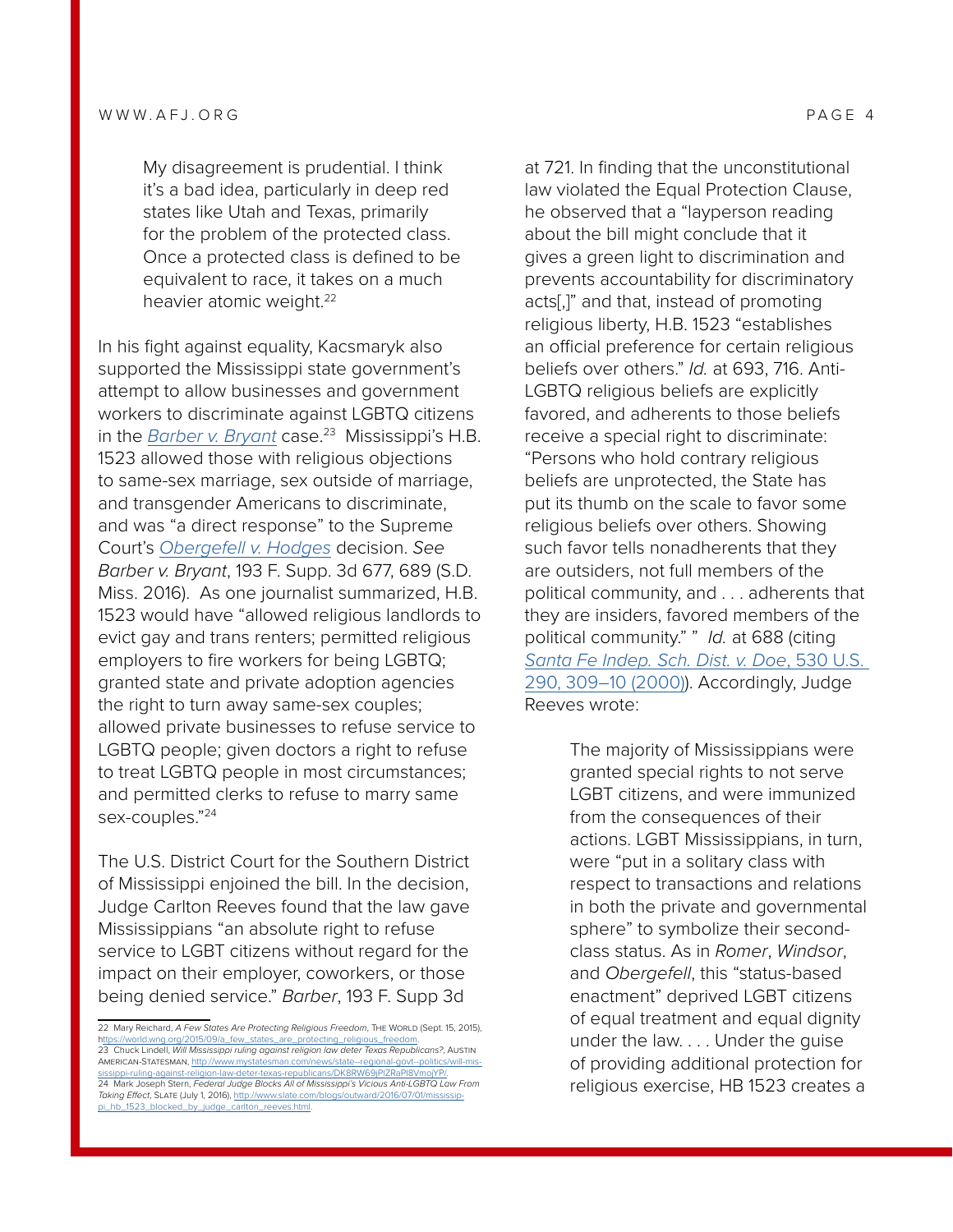> My disagreement is prudential. I think it's a bad idea, particularly in deep red states like Utah and Texas, primarily for the problem of the protected class. Once a protected class is defined to be equivalent to race, it takes on a much heavier atomic weight.[22]

In his fight against equality, Kacsmaryk also supported the Mississippi state government's attempt to allow businesses and government workers to discriminate against LGBTQ citizens in the *Barber v. Bryant* case.[23] Mississippi's H.B. 1523 allowed those with religious objections to same-sex marriage, sex outside of marriage, and transgender Americans to discriminate, and was "a direct response" to the Supreme Court's *Obergefell v. Hodges* decision. *See Barber v. Bryant*, 193 F. Supp. 3d 677, 689 (S.D. Miss. 2016). As one journalist summarized, H.B. 1523 would have "allowed religious landlords to evict gay and trans renters; permitted religious employers to fire workers for being LGBTQ; granted state and private adoption agencies the right to turn away same-sex couples; allowed private businesses to refuse service to LGBTQ people; given doctors a right to refuse to treat LGBTQ people in most circumstances; and permitted clerks to refuse to marry same sex-couples."[24]

The U.S. District Court for the Southern District of Mississippi enjoined the bill. In the decision, Judge Carlton Reeves found that the law gave Mississippians "an absolute right to refuse service to LGBT citizens without regard for the impact on their employer, coworkers, or those being denied service." *Barber*, 193 F. Supp 3d at 721. In finding that the unconstitutional law violated the Equal Protection Clause, he observed that a "layperson reading about the bill might conclude that it gives a green light to discrimination and prevents accountability for discriminatory acts[,]" and that, instead of promoting religious liberty, H.B. 1523 "establishes an official preference for certain religious beliefs over others." *Id.* at 693, 716. Anti-LGBTQ religious beliefs are explicitly favored, and adherents to those beliefs receive a special right to discriminate: "Persons who hold contrary religious beliefs are unprotected, the State has put its thumb on the scale to favor some religious beliefs over others. Showing such favor tells nonadherents that they are outsiders, not full members of the political community, and . . . adherents that they are insiders, favored members of the political community." " *Id.* at 688 (citing *Santa Fe Indep. Sch. Dist. v. Doe*, 530 U.S. 290, 309–10 (2000)). Accordingly, Judge Reeves wrote:

> The majority of Mississippians were granted special rights to not serve LGBT citizens, and were immunized from the consequences of their actions. LGBT Mississippians, in turn, were "put in a solitary class with respect to transactions and relations in both the private and governmental sphere" to symbolize their second-class status. As in *Romer*, *Windsor*, and *Obergefell*, this "status-based enactment" deprived LGBT citizens of equal treatment and equal dignity under the law. . . . Under the guise of providing additional protection for religious exercise, HB 1523 creates a

---

22 Mary Reichard, *A Few States Are Protecting Religious Freedom*, The World (Sept. 15, 2015), https://world.wng.org/2015/09/a_few_states_are_protecting_religious_freedom.

23 Chuck Lindell, *Will Mississippi ruling against religion law deter Texas Republicans?*, Austin American-Statesman, http://www.mystatesman.com/news/state--regional-govt--politics/will-mississippi-ruling-against-religion-law-deter-texas-republicans/DK8RW69jPlZRaPI8VmojYP/.

24 Mark Joseph Stern, *Federal Judge Blocks All of Mississippi's Vicious Anti-LGBTQ Law From Taking Effect*, Slate (July 1, 2016), http://www.slate.com/blogs/outward/2016/07/01/mississippi_hb_1523_blocked_by_judge_carlton_reeves.html.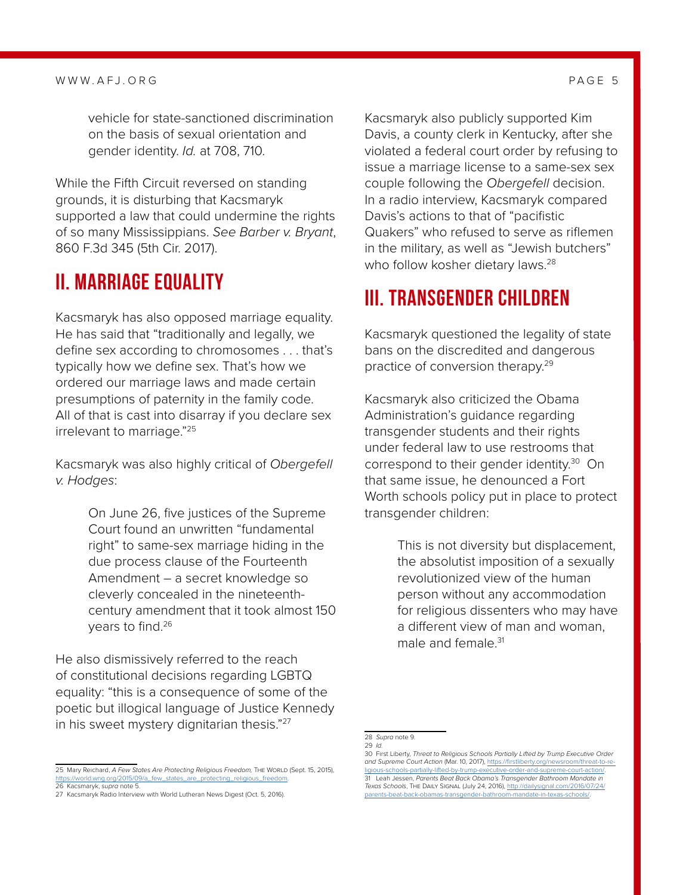> vehicle for state-sanctioned discrimination on the basis of sexual orientation and gender identity. *Id.* at 708, 710.

While the Fifth Circuit reversed on standing grounds, it is disturbing that Kacsmaryk supported a law that could undermine the rights of so many Mississippians. *See Barber v. Bryant*, 860 F.3d 345 (5th Cir. 2017).

## II. MARRIAGE EQUALITY

Kacsmaryk has also opposed marriage equality. He has said that "traditionally and legally, we define sex according to chromosomes . . . that's typically how we define sex. That's how we ordered our marriage laws and made certain presumptions of paternity in the family code. All of that is cast into disarray if you declare sex irrelevant to marriage."[25]

Kacsmaryk was also highly critical of *Obergefell v. Hodges*:

> On June 26, five justices of the Supreme Court found an unwritten "fundamental right" to same-sex marriage hiding in the due process clause of the Fourteenth Amendment – a secret knowledge so cleverly concealed in the nineteenth-century amendment that it took almost 150 years to find.[26]

He also dismissively referred to the reach of constitutional decisions regarding LGBTQ equality: "this is a consequence of some of the poetic but illogical language of Justice Kennedy in his sweet mystery dignitarian thesis."[27]

Kacsmaryk also publicly supported Kim Davis, a county clerk in Kentucky, after she violated a federal court order by refusing to issue a marriage license to a same-sex sex couple following the *Obergefell* decision. In a radio interview, Kacsmaryk compared Davis's actions to that of "pacifistic Quakers" who refused to serve as riflemen in the military, as well as "Jewish butchers" who follow kosher dietary laws.[28]

## III. TRANSGENDER CHILDREN

Kacsmaryk questioned the legality of state bans on the discredited and dangerous practice of conversion therapy.[29]

Kacsmaryk also criticized the Obama Administration's guidance regarding transgender students and their rights under federal law to use restrooms that correspond to their gender identity.[30] On that same issue, he denounced a Fort Worth schools policy put in place to protect transgender children:

> This is not diversity but displacement, the absolutist imposition of a sexually revolutionized view of the human person without any accommodation for religious dissenters who may have a different view of man and woman, male and female.[31]

---

25 Mary Reichard, *A Few States Are Protecting Religious Freedom*, THE WORLD (Sept. 15, 2015), https://world.wng.org/2015/09/a_few_states_are_protecting_religious_freedom.

26 Kacsmaryk, *supra* note 5.

27 Kacsmaryk Radio Interview with World Lutheran News Digest (Oct. 5, 2016).

28 *Supra* note 9.

29 *Id.*

30 First Liberty, *Threat to Religious Schools Partially Lifted by Trump Executive Order and Supreme Court Action* (Mar. 10, 2017), https://firstliberty.org/newsroom/threat-to-religious-schools-partially-lifted-by-trump-executive-order-and-supreme-court-action/.

31 Leah Jessen, *Parents Beat Back Obama's Transgender Bathroom Mandate in Texas Schools*, THE DAILY SIGNAL (July 24, 2016), http://dailysignal.com/2016/07/24/parents-beat-back-obamas-transgender-bathroom-mandate-in-texas-schools/.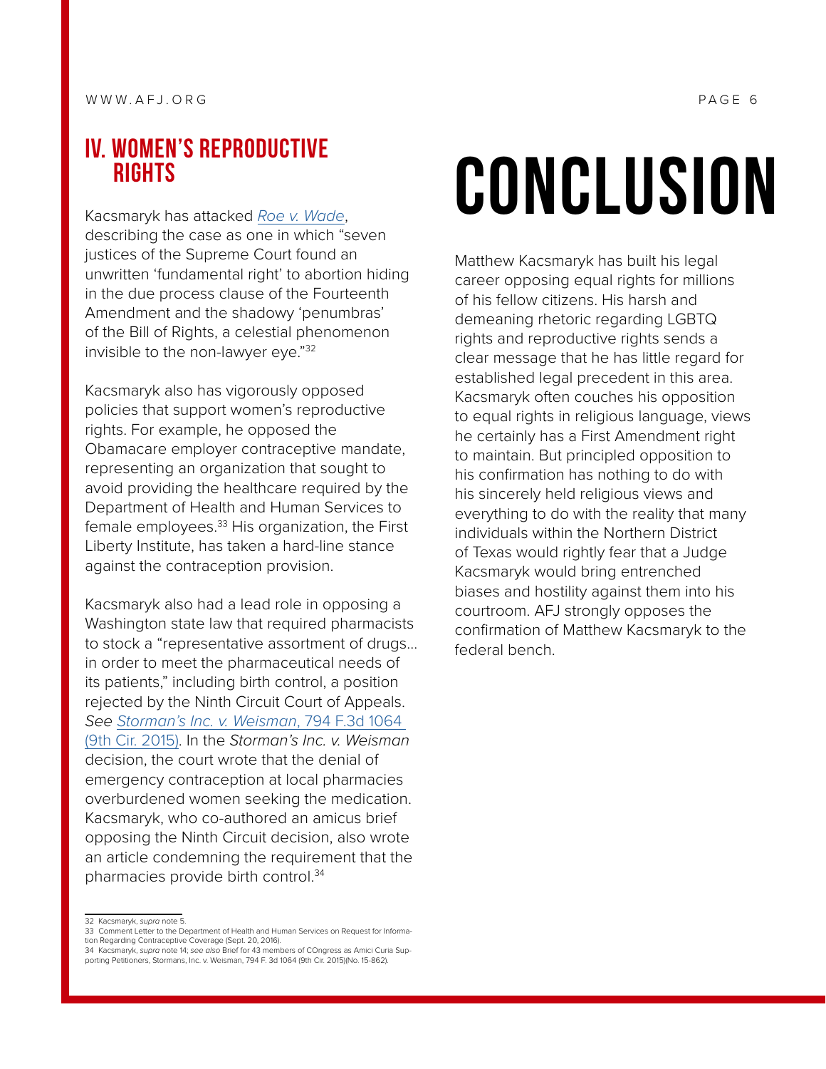## IV. WOMEN'S REPRODUCTIVE RIGHTS

Kacsmaryk has attacked *Roe v. Wade*, describing the case as one in which "seven justices of the Supreme Court found an unwritten 'fundamental right' to abortion hiding in the due process clause of the Fourteenth Amendment and the shadowy 'penumbras' of the Bill of Rights, a celestial phenomenon invisible to the non-lawyer eye."[32]

Kacsmaryk also has vigorously opposed policies that support women's reproductive rights. For example, he opposed the Obamacare employer contraceptive mandate, representing an organization that sought to avoid providing the healthcare required by the Department of Health and Human Services to female employees.[33] His organization, the First Liberty Institute, has taken a hard-line stance against the contraception provision.

Kacsmaryk also had a lead role in opposing a Washington state law that required pharmacists to stock a "representative assortment of drugs... in order to meet the pharmaceutical needs of its patients," including birth control, a position rejected by the Ninth Circuit Court of Appeals. *See* *Storman's Inc. v. Weisman*, 794 F.3d 1064 (9th Cir. 2015). In the *Storman's Inc. v. Weisman* decision, the court wrote that the denial of emergency contraception at local pharmacies overburdened women seeking the medication. Kacsmaryk, who co-authored an amicus brief opposing the Ninth Circuit decision, also wrote an article condemning the requirement that the pharmacies provide birth control.[34]

32 Kacsmaryk, *supra* note 5.
33 Comment Letter to the Department of Health and Human Services on Request for Information Regarding Contraceptive Coverage (Sept. 20, 2016).
34 Kacsmaryk, *supra* note 14; *see also* Brief for 43 members of COngress as Amici Curia Supporting Petitioners, Stormans, Inc. v. Weisman, 794 F. 3d 1064 (9th Cir. 2015)(No. 15-862).

# CONCLUSION

Matthew Kacsmaryk has built his legal career opposing equal rights for millions of his fellow citizens. His harsh and demeaning rhetoric regarding LGBTQ rights and reproductive rights sends a clear message that he has little regard for established legal precedent in this area. Kacsmaryk often couches his opposition to equal rights in religious language, views he certainly has a First Amendment right to maintain. But principled opposition to his confirmation has nothing to do with his sincerely held religious views and everything to do with the reality that many individuals within the Northern District of Texas would rightly fear that a Judge Kacsmaryk would bring entrenched biases and hostility against them into his courtroom. AFJ strongly opposes the confirmation of Matthew Kacsmaryk to the federal bench.